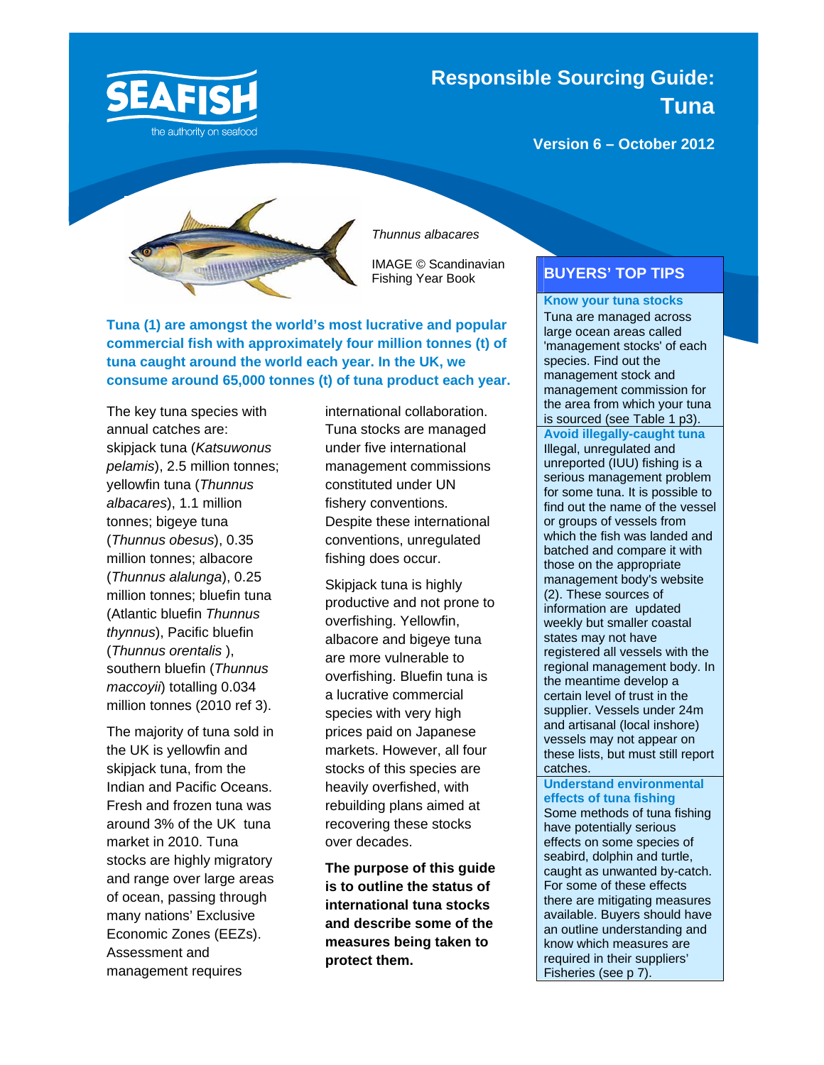SEAFISH

the authority on seafood

# Responsible Sourcing Guide: Tuna

**Version 6 – October 2012**

*Thunnus albacares*

IMAGE © Scandinavian Fishing Year Book

**Tuna (1) are amongst the world's most lucrative and popular commercial fish with approximately four million tonnes (t) of tuna caught around the world each year. In the UK, we consume around 65,000 tonnes (t) of tuna product each year.**

The key tuna species with annual catches are: skipjack tuna (*Katsuwonus pelamis*), 2.5 million tonnes; yellowfin tuna (*Thunnus albacares*), 1.1 million tonnes; bigeye tuna (*Thunnus obesus*), 0.35 million tonnes; albacore (*Thunnus alalunga*), 0.25 million tonnes; bluefin tuna (Atlantic bluefin *Thunnus thynnus*), Pacific bluefin (*Thunnus orentalis* ), southern bluefin (*Thunnus maccoyii*) totalling 0.034 million tonnes (2010 ref 3).

The majority of tuna sold in the UK is yellowfin and skipjack tuna, from the Indian and Pacific Oceans. Fresh and frozen tuna was around 3% of the UK tuna market in 2010. Tuna stocks are highly migratory and range over large areas of ocean, passing through many nations' Exclusive Economic Zones (EEZs). Assessment and management requires international collaboration. Tuna stocks are managed under five international management commissions constituted under UN fishery conventions. Despite these international conventions, unregulated fishing does occur.

Skipjack tuna is highly productive and not prone to overfishing. Yellowfin, albacore and bigeye tuna are more vulnerable to overfishing. Bluefin tuna is a lucrative commercial species with very high prices paid on Japanese markets. However, all four stocks of this species are heavily overfished, with rebuilding plans aimed at recovering these stocks over decades.

**The purpose of this guide is to outline the status of international tuna stocks and describe some of the measures being taken to protect them.**

## BUYERS' TOP TIPS

**Know your tuna stocks**

Tuna are managed across large ocean areas called 'management stocks' of each species. Find out the management stock and management commission for the area from which your tuna is sourced (see Table 1 p3).

**Avoid illegally-caught tuna**

Illegal, unregulated and unreported (IUU) fishing is a serious management problem for some tuna. It is possible to find out the name of the vessel or groups of vessels from which the fish was landed and batched and compare it with those on the appropriate management body's website (2). These sources of information are updated weekly but smaller coastal states may not have registered all vessels with the regional management body. In the meantime develop a certain level of trust in the supplier. Vessels under 24m and artisanal (local inshore) vessels may not appear on these lists, but must still report catches.

**Understand environmental effects of tuna fishing**

Some methods of tuna fishing have potentially serious effects on some species of seabird, dolphin and turtle, caught as unwanted by-catch. For some of these effects there are mitigating measures available. Buyers should have an outline understanding and know which measures are required in their suppliers' Fisheries (see p 7).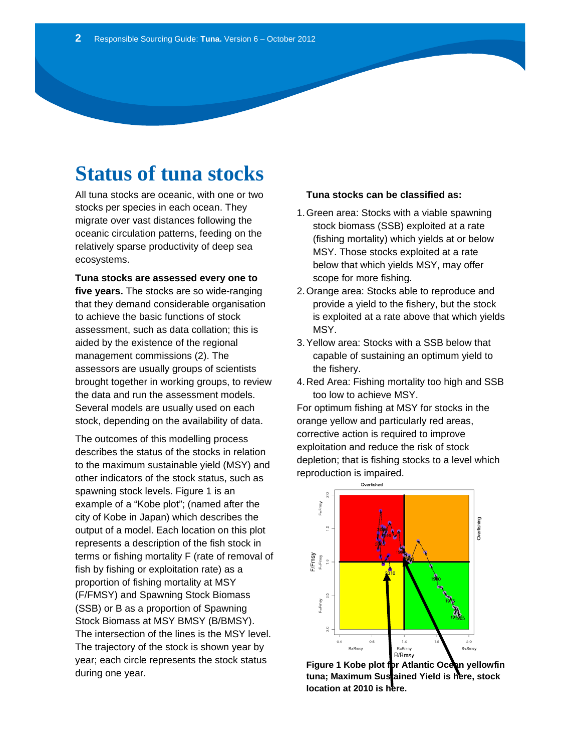# Status of tuna stocks

All tuna stocks are oceanic, with one or two stocks per species in each ocean. They migrate over vast distances following the oceanic circulation patterns, feeding on the relatively sparse productivity of deep sea ecosystems.

**Tuna stocks are assessed every one to five years.** The stocks are so wide-ranging that they demand considerable organisation to achieve the basic functions of stock assessment, such as data collation; this is aided by the existence of the regional management commissions (2). The assessors are usually groups of scientists brought together in working groups, to review the data and run the assessment models. Several models are usually used on each stock, depending on the availability of data.

The outcomes of this modelling process describes the status of the stocks in relation to the maximum sustainable yield (MSY) and other indicators of the stock status, such as spawning stock levels. Figure 1 is an example of a "Kobe plot"; (named after the city of Kobe in Japan) which describes the output of a model. Each location on this plot represents a description of the fish stock in terms or fishing mortality F (rate of removal of fish by fishing or exploitation rate) as a proportion of fishing mortality at MSY (F/FMSY) and Spawning Stock Biomass (SSB) or B as a proportion of Spawning Stock Biomass at MSY BMSY (B/BMSY). The intersection of the lines is the MSY level. The trajectory of the stock is shown year by year; each circle represents the stock status during one year.

**Tuna stocks can be classified as:**

1. Green area: Stocks with a viable spawning stock biomass (SSB) exploited at a rate (fishing mortality) which yields at or below MSY. Those stocks exploited at a rate below that which yields MSY, may offer scope for more fishing.
2. Orange area: Stocks able to reproduce and provide a yield to the fishery, but the stock is exploited at a rate above that which yields MSY.
3. Yellow area: Stocks with a SSB below that capable of sustaining an optimum yield to the fishery.
4. Red Area: Fishing mortality too high and SSB too low to achieve MSY.

For optimum fishing at MSY for stocks in the orange yellow and particularly red areas, corrective action is required to improve exploitation and reduce the risk of stock depletion; that is fishing stocks to a level which reproduction is impaired.

**Figure 1 Kobe plot for Atlantic Ocean yellowfin tuna; Maximum Sustained Yield is here, stock location at 2010 is here.**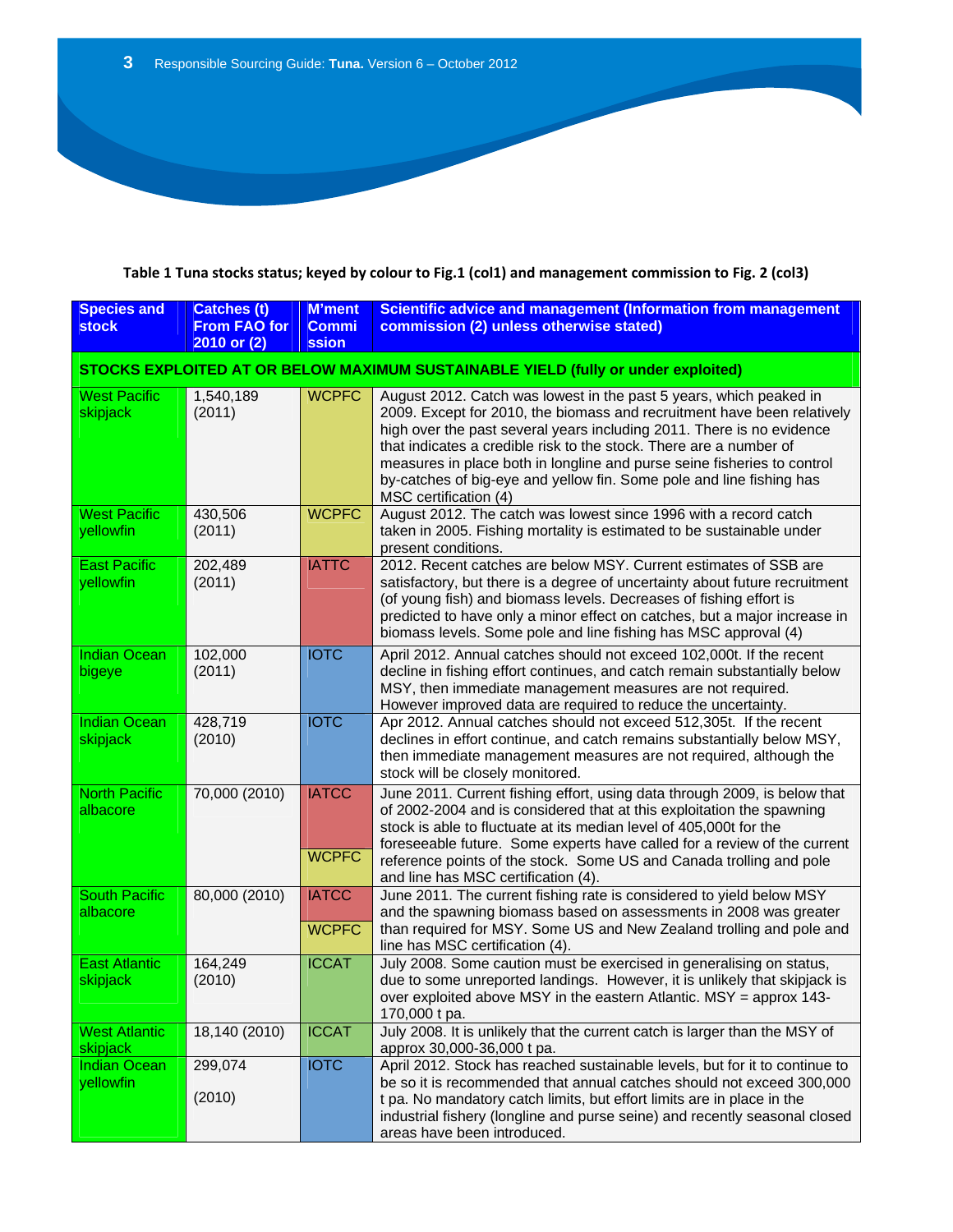**Table 1 Tuna stocks status; keyed by colour to Fig.1 (col1) and management commission to Fig. 2 (col3)**

| Species and stock | Catches (t) From FAO for 2010 or (2) | M'ment Commission | Scientific advice and management (Information from management commission (2) unless otherwise stated) |
|---|---|---|---|
| **STOCKS EXPLOITED AT OR BELOW MAXIMUM SUSTAINABLE YIELD (fully or under exploited)** | | | |
| West Pacific skipjack | 1,540,189 (2011) | WCPFC | August 2012. Catch was lowest in the past 5 years, which peaked in 2009. Except for 2010, the biomass and recruitment have been relatively high over the past several years including 2011. There is no evidence that indicates a credible risk to the stock. There are a number of measures in place both in longline and purse seine fisheries to control by-catches of big-eye and yellow fin. Some pole and line fishing has MSC certification (4) |
| West Pacific yellowfin | 430,506 (2011) | WCPFC | August 2012. The catch was lowest since 1996 with a record catch taken in 2005. Fishing mortality is estimated to be sustainable under present conditions. |
| East Pacific yellowfin | 202,489 (2011) | IATTC | 2012. Recent catches are below MSY. Current estimates of SSB are satisfactory, but there is a degree of uncertainty about future recruitment (of young fish) and biomass levels. Decreases of fishing effort is predicted to have only a minor effect on catches, but a major increase in biomass levels. Some pole and line fishing has MSC approval (4) |
| Indian Ocean bigeye | 102,000 (2011) | IOTC | April 2012. Annual catches should not exceed 102,000t. If the recent decline in fishing effort continues, and catch remain substantially below MSY, then immediate management measures are not required. However improved data are required to reduce the uncertainty. |
| Indian Ocean skipjack | 428,719 (2010) | IOTC | Apr 2012. Annual catches should not exceed 512,305t. If the recent declines in effort continue, and catch remains substantially below MSY, then immediate management measures are not required, although the stock will be closely monitored. |
| North Pacific albacore | 70,000 (2010) | IATCC / WCPFC | June 2011. Current fishing effort, using data through 2009, is below that of 2002-2004 and is considered that at this exploitation the spawning stock is able to fluctuate at its median level of 405,000t for the foreseeable future. Some experts have called for a review of the current reference points of the stock. Some US and Canada trolling and pole and line has MSC certification (4). |
| South Pacific albacore | 80,000 (2010) | IATCC / WCPFC | June 2011. The current fishing rate is considered to yield below MSY and the spawning biomass based on assessments in 2008 was greater than required for MSY. Some US and New Zealand trolling and pole and line has MSC certification (4). |
| East Atlantic skipjack | 164,249 (2010) | ICCAT | July 2008. Some caution must be exercised in generalising on status, due to some unreported landings. However, it is unlikely that skipjack is over exploited above MSY in the eastern Atlantic. MSY = approx 143-170,000 t pa. |
| West Atlantic skipjack | 18,140 (2010) | ICCAT | July 2008. It is unlikely that the current catch is larger than the MSY of approx 30,000-36,000 t pa. |
| Indian Ocean yellowfin | 299,074 (2010) | IOTC | April 2012. Stock has reached sustainable levels, but for it to continue to be so it is recommended that annual catches should not exceed 300,000 t pa. No mandatory catch limits, but effort limits are in place in the industrial fishery (longline and purse seine) and recently seasonal closed areas have been introduced. |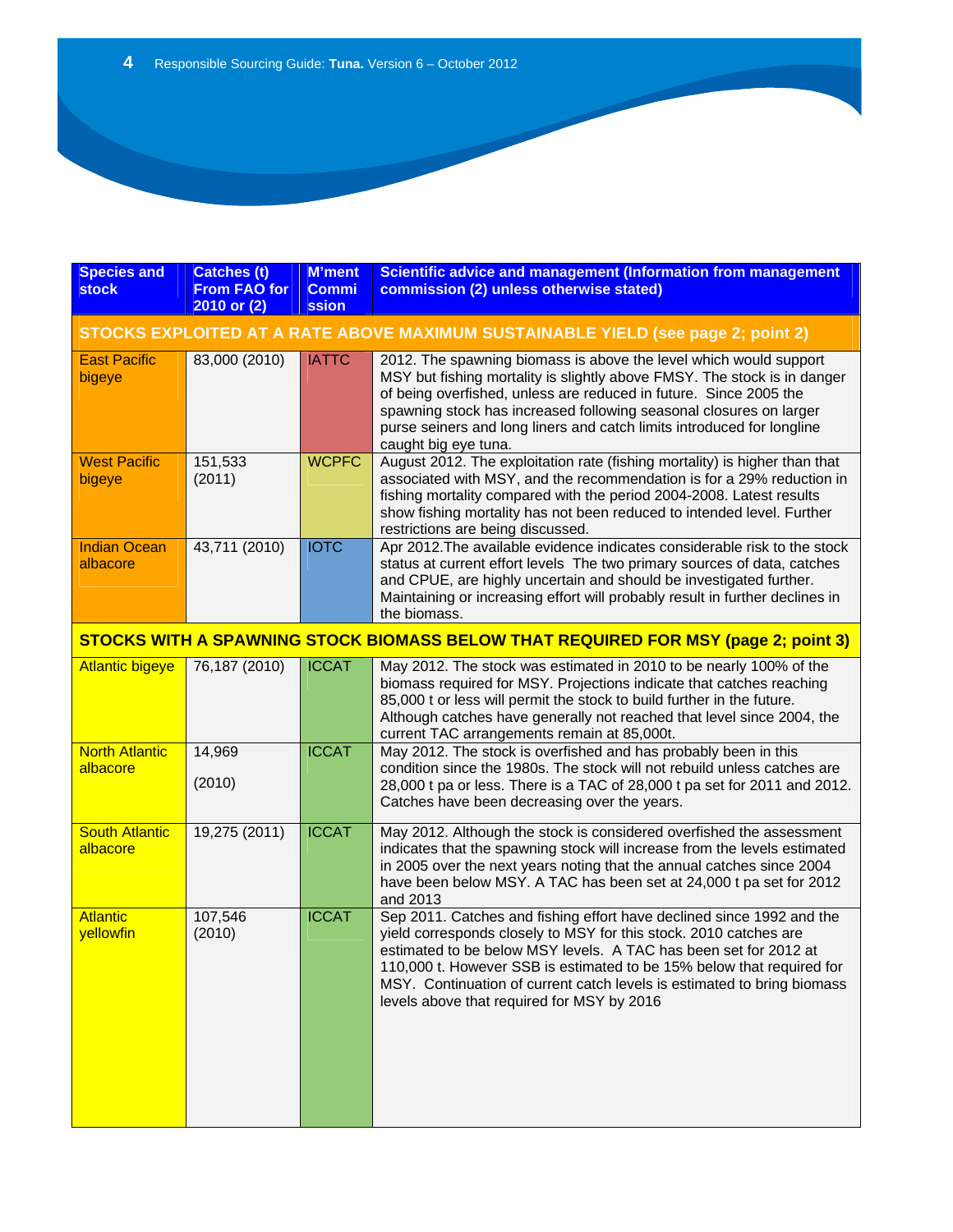| Species and stock | Catches (t) From FAO for 2010 or (2) | M'ment Commission | Scientific advice and management (Information from management commission (2) unless otherwise stated) |
|---|---|---|---|
| **STOCKS EXPLOITED AT A RATE ABOVE MAXIMUM SUSTAINABLE YIELD (see page 2; point 2)** | | | |
| East Pacific bigeye | 83,000 (2010) | IATTC | 2012. The spawning biomass is above the level which would support MSY but fishing mortality is slightly above FMSY. The stock is in danger of being overfished, unless are reduced in future. Since 2005 the spawning stock has increased following seasonal closures on larger purse seiners and long liners and catch limits introduced for longline caught big eye tuna. |
| West Pacific bigeye | 151,533 (2011) | WCPFC | August 2012. The exploitation rate (fishing mortality) is higher than that associated with MSY, and the recommendation is for a 29% reduction in fishing mortality compared with the period 2004-2008. Latest results show fishing mortality has not been reduced to intended level. Further restrictions are being discussed. |
| Indian Ocean albacore | 43,711 (2010) | IOTC | Apr 2012.The available evidence indicates considerable risk to the stock status at current effort levels The two primary sources of data, catches and CPUE, are highly uncertain and should be investigated further. Maintaining or increasing effort will probably result in further declines in the biomass. |
| **STOCKS WITH A SPAWNING STOCK BIOMASS BELOW THAT REQUIRED FOR MSY (page 2; point 3)** | | | |
| Atlantic bigeye | 76,187 (2010) | ICCAT | May 2012. The stock was estimated in 2010 to be nearly 100% of the biomass required for MSY. Projections indicate that catches reaching 85,000 t or less will permit the stock to build further in the future. Although catches have generally not reached that level since 2004, the current TAC arrangements remain at 85,000t. |
| North Atlantic albacore | 14,969 (2010) | ICCAT | May 2012. The stock is overfished and has probably been in this condition since the 1980s. The stock will not rebuild unless catches are 28,000 t pa or less. There is a TAC of 28,000 t pa set for 2011 and 2012. Catches have been decreasing over the years. |
| South Atlantic albacore | 19,275 (2011) | ICCAT | May 2012. Although the stock is considered overfished the assessment indicates that the spawning stock will increase from the levels estimated in 2005 over the next years noting that the annual catches since 2004 have been below MSY. A TAC has been set at 24,000 t pa set for 2012 and 2013 |
| Atlantic yellowfin | 107,546 (2010) | ICCAT | Sep 2011. Catches and fishing effort have declined since 1992 and the yield corresponds closely to MSY for this stock. 2010 catches are estimated to be below MSY levels. A TAC has been set for 2012 at 110,000 t. However SSB is estimated to be 15% below that required for MSY. Continuation of current catch levels is estimated to bring biomass levels above that required for MSY by 2016 |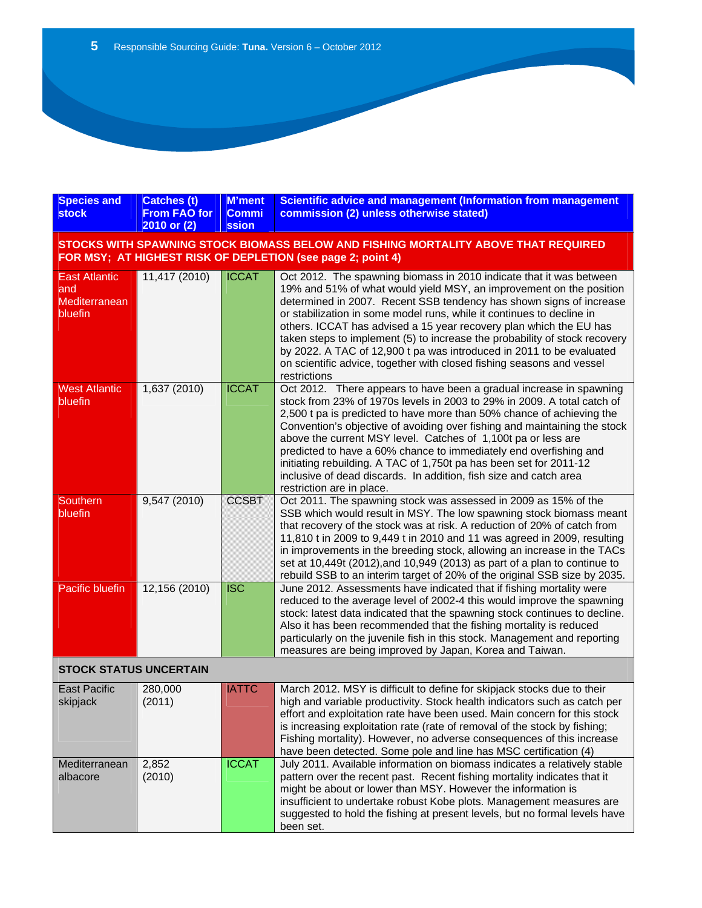| Species and stock | Catches (t) From FAO for 2010 or (2) | M'ment Commission | Scientific advice and management (Information from management commission (2) unless otherwise stated) |
|---|---|---|---|
| **STOCKS WITH SPAWNING STOCK BIOMASS BELOW AND FISHING MORTALITY ABOVE THAT REQUIRED FOR MSY; AT HIGHEST RISK OF DEPLETION (see page 2; point 4)** | | | |
| East Atlantic and Mediterranean bluefin | 11,417 (2010) | ICCAT | Oct 2012. The spawning biomass in 2010 indicate that it was between 19% and 51% of what would yield MSY, an improvement on the position determined in 2007. Recent SSB tendency has shown signs of increase or stabilization in some model runs, while it continues to decline in others. ICCAT has advised a 15 year recovery plan which the EU has taken steps to implement (5) to increase the probability of stock recovery by 2022. A TAC of 12,900 t pa was introduced in 2011 to be evaluated on scientific advice, together with closed fishing seasons and vessel restrictions |
| West Atlantic bluefin | 1,637 (2010) | ICCAT | Oct 2012. There appears to have been a gradual increase in spawning stock from 23% of 1970s levels in 2003 to 29% in 2009. A total catch of 2,500 t pa is predicted to have more than 50% chance of achieving the Convention's objective of avoiding over fishing and maintaining the stock above the current MSY level. Catches of 1,100t pa or less are predicted to have a 60% chance to immediately end overfishing and initiating rebuilding. A TAC of 1,750t pa has been set for 2011-12 inclusive of dead discards. In addition, fish size and catch area restriction are in place. |
| Southern bluefin | 9,547 (2010) | CCSBT | Oct 2011. The spawning stock was assessed in 2009 as 15% of the SSB which would result in MSY. The low spawning stock biomass meant that recovery of the stock was at risk. A reduction of 20% of catch from 11,810 t in 2009 to 9,449 t in 2010 and 11 was agreed in 2009, resulting in improvements in the breeding stock, allowing an increase in the TACs set at 10,449t (2012),and 10,949 (2013) as part of a plan to continue to rebuild SSB to an interim target of 20% of the original SSB size by 2035. |
| Pacific bluefin | 12,156 (2010) | ISC | June 2012. Assessments have indicated that if fishing mortality were reduced to the average level of 2002-4 this would improve the spawning stock: latest data indicated that the spawning stock continues to decline. Also it has been recommended that the fishing mortality is reduced particularly on the juvenile fish in this stock. Management and reporting measures are being improved by Japan, Korea and Taiwan. |
| **STOCK STATUS UNCERTAIN** | | | |
| East Pacific skipjack | 280,000 (2011) | IATTC | March 2012. MSY is difficult to define for skipjack stocks due to their high and variable productivity. Stock health indicators such as catch per effort and exploitation rate have been used. Main concern for this stock is increasing exploitation rate (rate of removal of the stock by fishing; Fishing mortality). However, no adverse consequences of this increase have been detected. Some pole and line has MSC certification (4) |
| Mediterranean albacore | 2,852 (2010) | ICCAT | July 2011. Available information on biomass indicates a relatively stable pattern over the recent past. Recent fishing mortality indicates that it might be about or lower than MSY. However the information is insufficient to undertake robust Kobe plots. Management measures are suggested to hold the fishing at present levels, but no formal levels have been set. |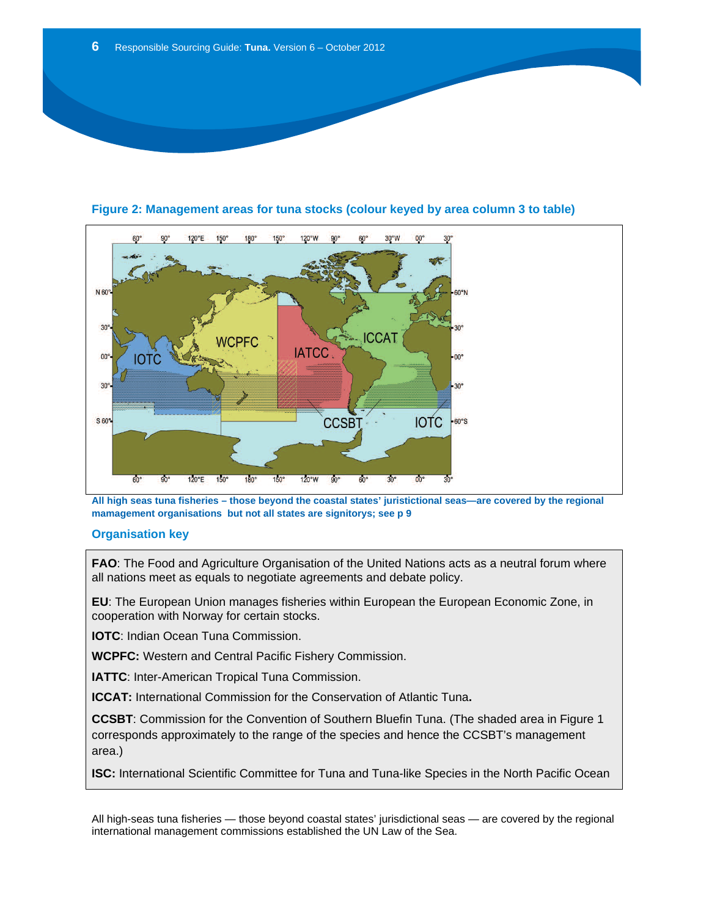**Figure 2: Management areas for tuna stocks (colour keyed by area column 3 to table)**

**All high seas tuna fisheries – those beyond the coastal states' juristictional seas—are covered by the regional mamagement organisations  but not all states are signitorys; see p 9**

## Organisation key

**FAO**: The Food and Agriculture Organisation of the United Nations acts as a neutral forum where all nations meet as equals to negotiate agreements and debate policy.

**EU**: The European Union manages fisheries within European the European Economic Zone, in cooperation with Norway for certain stocks.

**IOTC**: Indian Ocean Tuna Commission.

**WCPFC:** Western and Central Pacific Fishery Commission.

**IATTC**: Inter-American Tropical Tuna Commission.

**ICCAT:** International Commission for the Conservation of Atlantic Tuna**.**

**CCSBT**: Commission for the Convention of Southern Bluefin Tuna. (The shaded area in Figure 1 corresponds approximately to the range of the species and hence the CCSBT's management area.)

**ISC:** International Scientific Committee for Tuna and Tuna-like Species in the North Pacific Ocean

All high-seas tuna fisheries — those beyond coastal states' jurisdictional seas — are covered by the regional international management commissions established the UN Law of the Sea.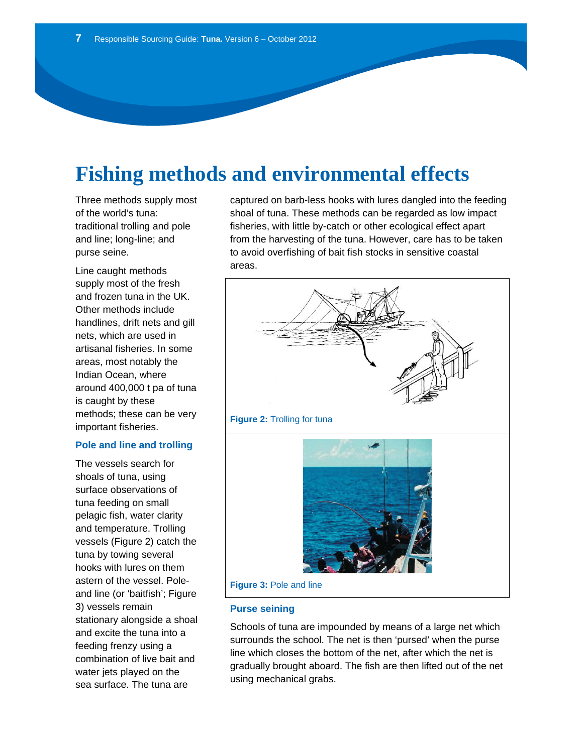# Fishing methods and environmental effects

Three methods supply most of the world's tuna: traditional trolling and pole and line; long-line; and purse seine.

Line caught methods supply most of the fresh and frozen tuna in the UK. Other methods include handlines, drift nets and gill nets, which are used in artisanal fisheries. In some areas, most notably the Indian Ocean, where around 400,000 t pa of tuna is caught by these methods; these can be very important fisheries.

### Pole and line and trolling

The vessels search for shoals of tuna, using surface observations of tuna feeding on small pelagic fish, water clarity and temperature. Trolling vessels (Figure 2) catch the tuna by towing several hooks with lures on them astern of the vessel. Pole-and line (or 'baitfish'; Figure 3) vessels remain stationary alongside a shoal and excite the tuna into a feeding frenzy using a combination of live bait and water jets played on the sea surface. The tuna are captured on barb-less hooks with lures dangled into the feeding shoal of tuna. These methods can be regarded as low impact fisheries, with little by-catch or other ecological effect apart from the harvesting of the tuna. However, care has to be taken to avoid overfishing of bait fish stocks in sensitive coastal areas.

**Figure 2:** Trolling for tuna

**Figure 3:** Pole and line

### Purse seining

Schools of tuna are impounded by means of a large net which surrounds the school. The net is then 'pursed' when the purse line which closes the bottom of the net, after which the net is gradually brought aboard. The fish are then lifted out of the net using mechanical grabs.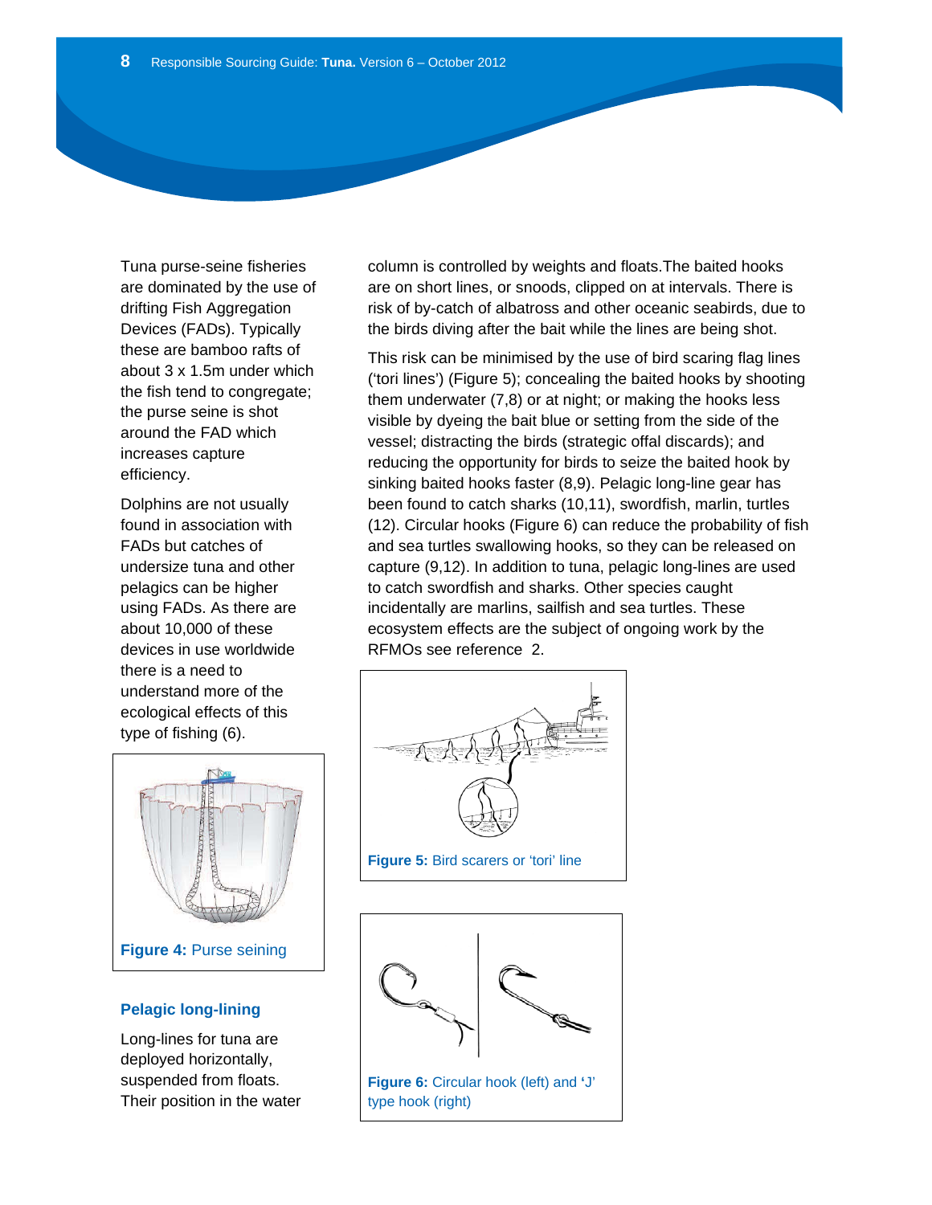Tuna purse-seine fisheries are dominated by the use of drifting Fish Aggregation Devices (FADs). Typically these are bamboo rafts of about 3 x 1.5m under which the fish tend to congregate; the purse seine is shot around the FAD which increases capture efficiency.

Dolphins are not usually found in association with FADs but catches of undersize tuna and other pelagics can be higher using FADs. As there are about 10,000 of these devices in use worldwide there is a need to understand more of the ecological effects of this type of fishing (6).

**Figure 4:** Purse seining

### Pelagic long-lining

Long-lines for tuna are deployed horizontally, suspended from floats. Their position in the water column is controlled by weights and floats.The baited hooks are on short lines, or snoods, clipped on at intervals. There is risk of by-catch of albatross and other oceanic seabirds, due to the birds diving after the bait while the lines are being shot.

This risk can be minimised by the use of bird scaring flag lines ('tori lines') (Figure 5); concealing the baited hooks by shooting them underwater (7,8) or at night; or making the hooks less visible by dyeing the bait blue or setting from the side of the vessel; distracting the birds (strategic offal discards); and reducing the opportunity for birds to seize the baited hook by sinking baited hooks faster (8,9). Pelagic long-line gear has been found to catch sharks (10,11), swordfish, marlin, turtles (12). Circular hooks (Figure 6) can reduce the probability of fish and sea turtles swallowing hooks, so they can be released on capture (9,12). In addition to tuna, pelagic long-lines are used to catch swordfish and sharks. Other species caught incidentally are marlins, sailfish and sea turtles. These ecosystem effects are the subject of ongoing work by the RFMOs see reference 2.

**Figure 5:** Bird scarers or 'tori' line

**Figure 6:** Circular hook (left) and 'J' type hook (right)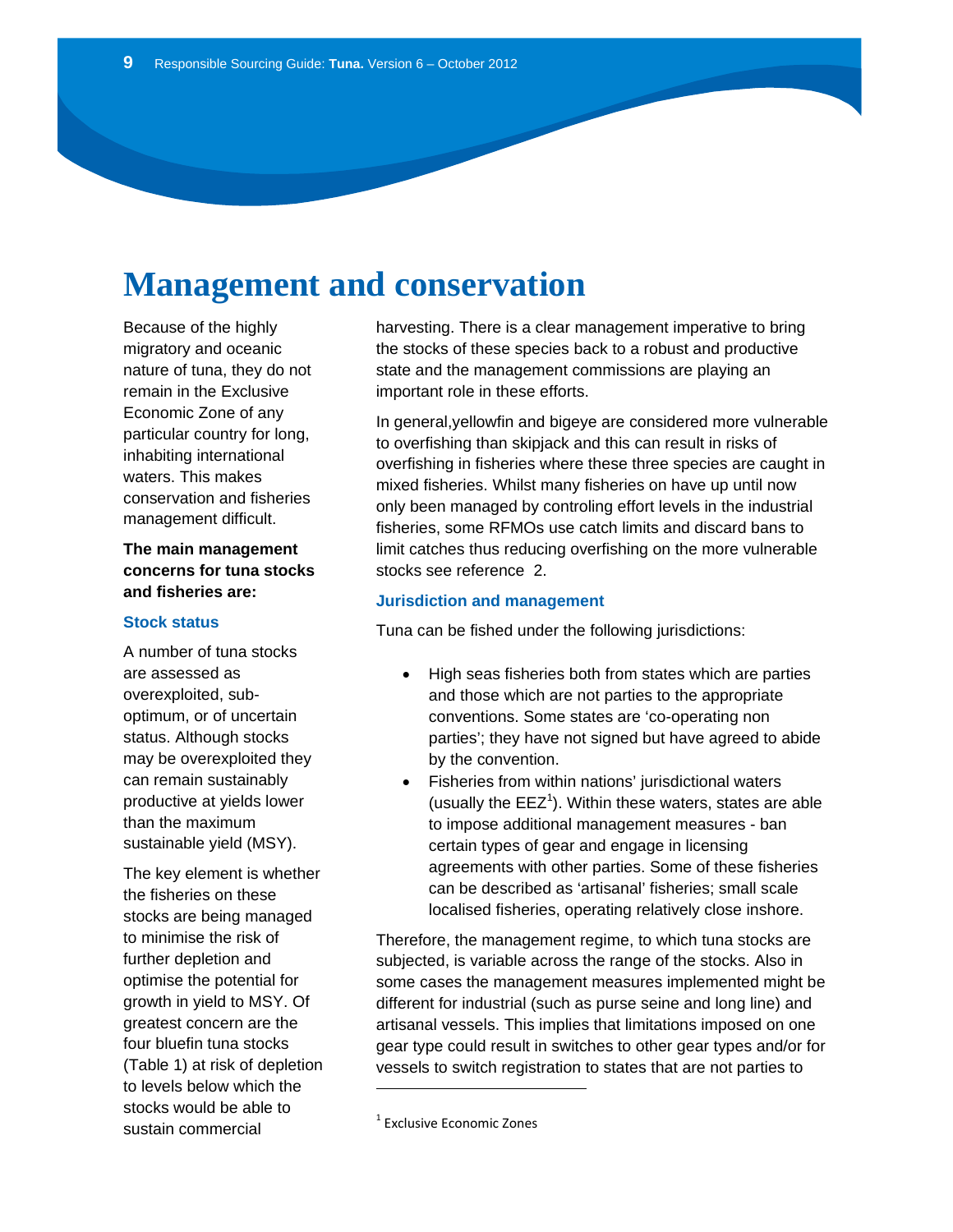# Management and conservation

Because of the highly migratory and oceanic nature of tuna, they do not remain in the Exclusive Economic Zone of any particular country for long, inhabiting international waters. This makes conservation and fisheries management difficult.

**The main management concerns for tuna stocks and fisheries are:**

### Stock status

A number of tuna stocks are assessed as overexploited, sub-optimum, or of uncertain status. Although stocks may be overexploited they can remain sustainably productive at yields lower than the maximum sustainable yield (MSY).

The key element is whether the fisheries on these stocks are being managed to minimise the risk of further depletion and optimise the potential for growth in yield to MSY. Of greatest concern are the four bluefin tuna stocks (Table 1) at risk of depletion to levels below which the stocks would be able to sustain commercial harvesting. There is a clear management imperative to bring the stocks of these species back to a robust and productive state and the management commissions are playing an important role in these efforts.

In general,yellowfin and bigeye are considered more vulnerable to overfishing than skipjack and this can result in risks of overfishing in fisheries where these three species are caught in mixed fisheries. Whilst many fisheries on have up until now only been managed by controling effort levels in the industrial fisheries, some RFMOs use catch limits and discard bans to limit catches thus reducing overfishing on the more vulnerable stocks see reference 2.

### Jurisdiction and management

Tuna can be fished under the following jurisdictions:

- High seas fisheries both from states which are parties and those which are not parties to the appropriate conventions. Some states are 'co-operating non parties'; they have not signed but have agreed to abide by the convention.
- Fisheries from within nations' jurisdictional waters (usually the EEZ[1]). Within these waters, states are able to impose additional management measures - ban certain types of gear and engage in licensing agreements with other parties. Some of these fisheries can be described as 'artisanal' fisheries; small scale localised fisheries, operating relatively close inshore.

Therefore, the management regime, to which tuna stocks are subjected, is variable across the range of the stocks. Also in some cases the management measures implemented might be different for industrial (such as purse seine and long line) and artisanal vessels. This implies that limitations imposed on one gear type could result in switches to other gear types and/or for vessels to switch registration to states that are not parties to

[1] Exclusive Economic Zones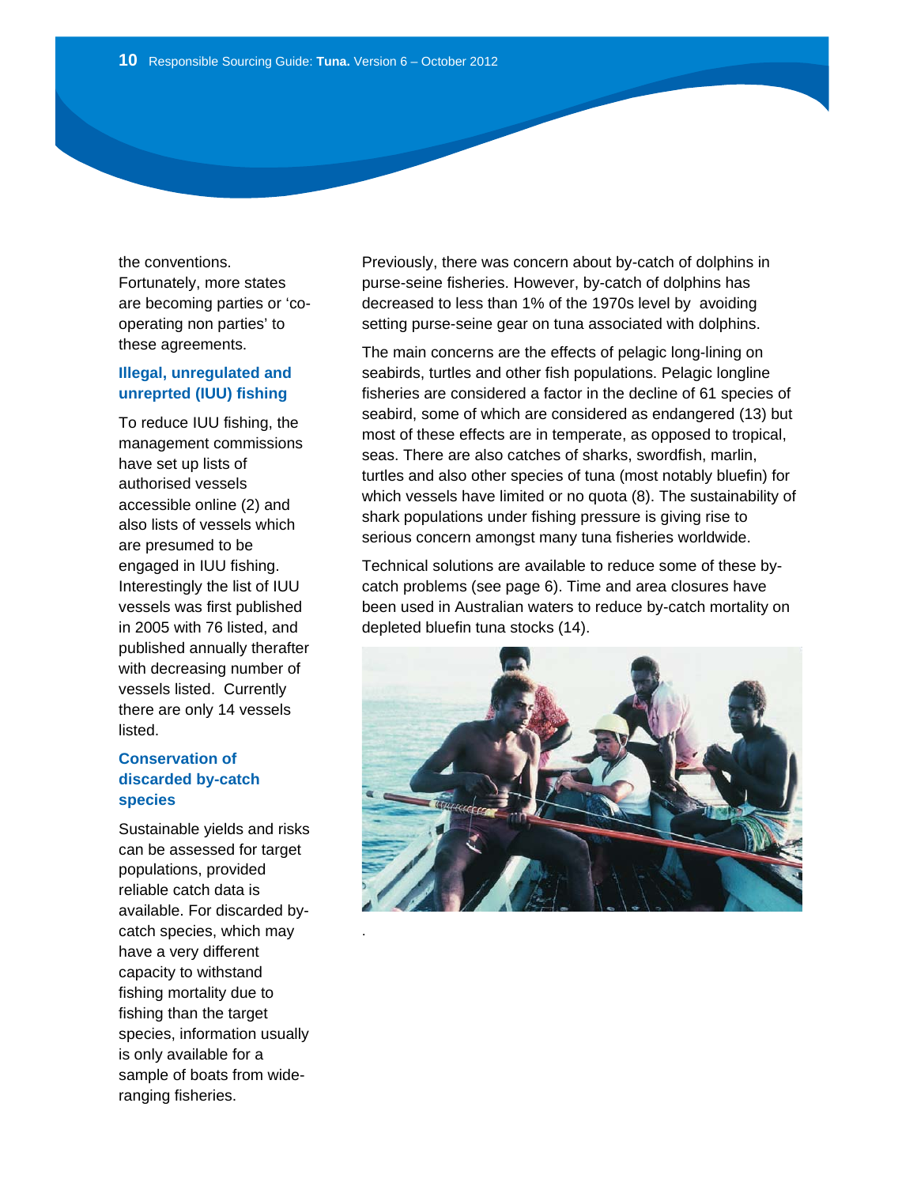the conventions. Fortunately, more states are becoming parties or 'co-operating non parties' to these agreements.

### Illegal, unregulated and unreprted (IUU) fishing

To reduce IUU fishing, the management commissions have set up lists of authorised vessels accessible online (2) and also lists of vessels which are presumed to be engaged in IUU fishing. Interestingly the list of IUU vessels was first published in 2005 with 76 listed, and published annually therafter with decreasing number of vessels listed. Currently there are only 14 vessels listed.

### Conservation of discarded by-catch species

Sustainable yields and risks can be assessed for target populations, provided reliable catch data is available. For discarded by-catch species, which may have a very different capacity to withstand fishing mortality due to fishing than the target species, information usually is only available for a sample of boats from wide-ranging fisheries.

Previously, there was concern about by-catch of dolphins in purse-seine fisheries. However, by-catch of dolphins has decreased to less than 1% of the 1970s level by avoiding setting purse-seine gear on tuna associated with dolphins.

The main concerns are the effects of pelagic long-lining on seabirds, turtles and other fish populations. Pelagic longline fisheries are considered a factor in the decline of 61 species of seabird, some of which are considered as endangered (13) but most of these effects are in temperate, as opposed to tropical, seas. There are also catches of sharks, swordfish, marlin, turtles and also other species of tuna (most notably bluefin) for which vessels have limited or no quota (8). The sustainability of shark populations under fishing pressure is giving rise to serious concern amongst many tuna fisheries worldwide.

Technical solutions are available to reduce some of these by-catch problems (see page 6). Time and area closures have been used in Australian waters to reduce by-catch mortality on depleted bluefin tuna stocks (14).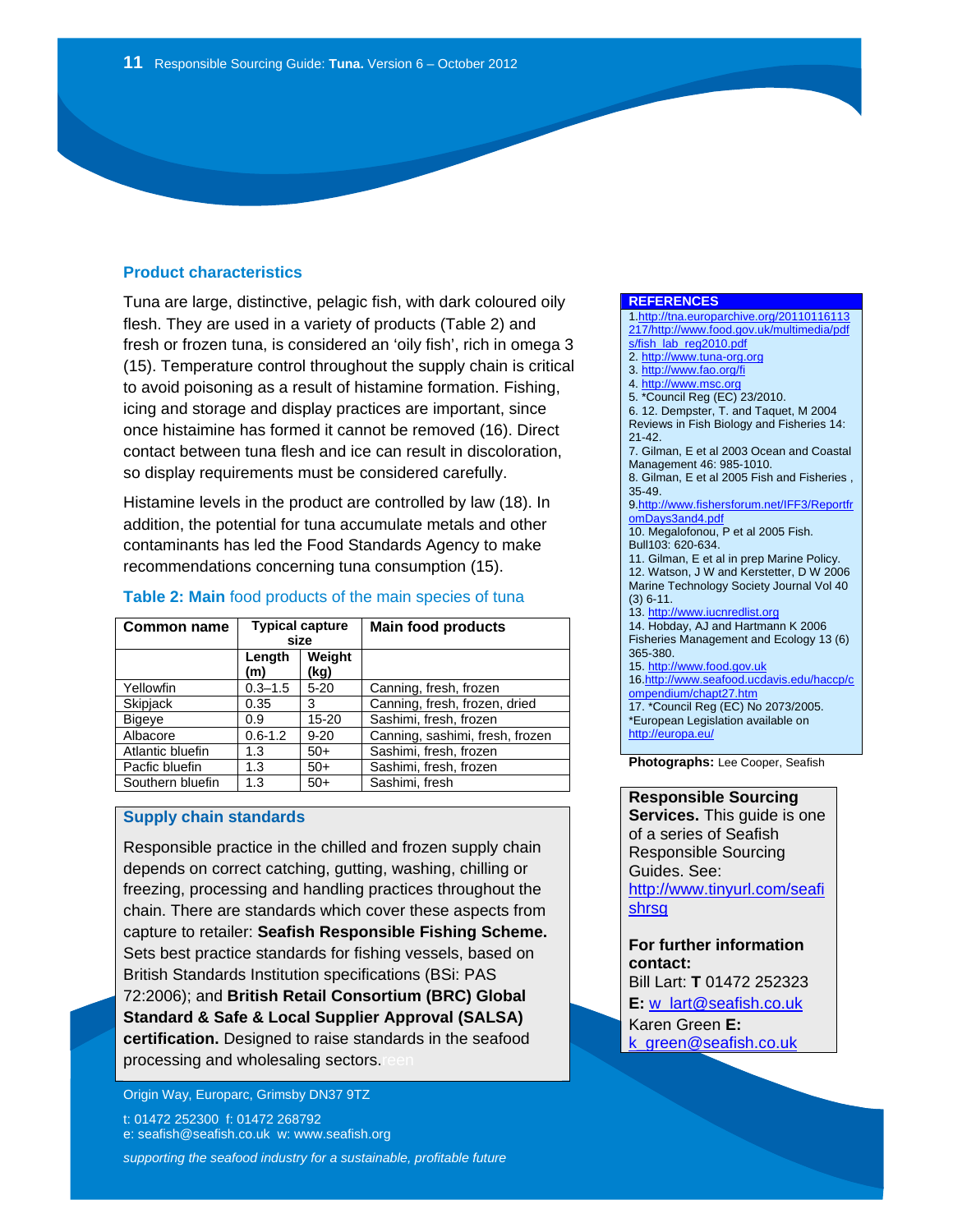## Product characteristics

Tuna are large, distinctive, pelagic fish, with dark coloured oily flesh. They are used in a variety of products (Table 2) and fresh or frozen tuna, is considered an 'oily fish', rich in omega 3 (15). Temperature control throughout the supply chain is critical to avoid poisoning as a result of histamine formation. Fishing, icing and storage and display practices are important, since once histaimine has formed it cannot be removed (16). Direct contact between tuna flesh and ice can result in discoloration, so display requirements must be considered carefully.

Histamine levels in the product are controlled by law (18). In addition, the potential for tuna accumulate metals and other contaminants has led the Food Standards Agency to make recommendations concerning tuna consumption (15).

**Table 2: Main** food products of the main species of tuna

| Common name | Typical capture size | | Main food products |
|---|---|---|---|
| | Length (m) | Weight (kg) | |
| Yellowfin | 0.3–1.5 | 5-20 | Canning, fresh, frozen |
| Skipjack | 0.35 | 3 | Canning, fresh, frozen, dried |
| Bigeye | 0.9 | 15-20 | Sashimi, fresh, frozen |
| Albacore | 0.6-1.2 | 9-20 | Canning, sashimi, fresh, frozen |
| Atlantic bluefin | 1.3 | 50+ | Sashimi, fresh, frozen |
| Pacfic bluefin | 1.3 | 50+ | Sashimi, fresh, frozen |
| Southern bluefin | 1.3 | 50+ | Sashimi, fresh |

## Supply chain standards

Responsible practice in the chilled and frozen supply chain depends on correct catching, gutting, washing, chilling or freezing, processing and handling practices throughout the chain. There are standards which cover these aspects from capture to retailer: **Seafish Responsible Fishing Scheme.** Sets best practice standards for fishing vessels, based on British Standards Institution specifications (BSi: PAS 72:2006); and **British Retail Consortium (BRC) Global Standard & Safe & Local Supplier Approval (SALSA) certification.** Designed to raise standards in the seafood processing and wholesaling sectors.

Origin Way, Europarc, Grimsby DN37 9TZ

t: 01472 252300 f: 01472 268792
e: seafish@seafish.co.uk w: www.seafish.org

*supporting the seafood industry for a sustainable, profitable future*

## REFERENCES

1. http://tna.europarchive.org/20110116113217/http://www.food.gov.uk/multimedia/pdfs/fish_lab_reg2010.pdf
2. http://www.tuna-org.org
3. http://www.fao.org/fi
4. http://www.msc.org
5. *Council Reg (EC) 23/2010.
6. 12. Dempster, T. and Taquet, M 2004 Reviews in Fish Biology and Fisheries 14: 21-42.
7. Gilman, E et al 2003 Ocean and Coastal Management 46: 985-1010.
8. Gilman, E et al 2005 Fish and Fisheries , 35-49.
9. http://www.fishersforum.net/IFF3/ReportfromDays3and4.pdf
10. Megalofonou, P et al 2005 Fish. Bull103: 620-634.
11. Gilman, E et al in prep Marine Policy.
12. Watson, J W and Kerstetter, D W 2006 Marine Technology Society Journal Vol 40 (3) 6-11.
13. http://www.iucnredlist.org
14. Hobday, AJ and Hartmann K 2006 Fisheries Management and Ecology 13 (6) 365-380.
15. http://www.food.gov.uk
16. http://www.seafood.ucdavis.edu/haccp/compendium/chapt27.htm
17. *Council Reg (EC) No 2073/2005.

*European Legislation available on http://europa.eu/

**Photographs:** Lee Cooper, Seafish

**Responsible Sourcing Services.** This guide is one of a series of Seafish Responsible Sourcing Guides. See: http://www.tinyurl.com/seafishrsg

**For further information contact:**
Bill Lart: **T** 01472 252323
**E:** w_lart@seafish.co.uk
Karen Green **E:** k_green@seafish.co.uk